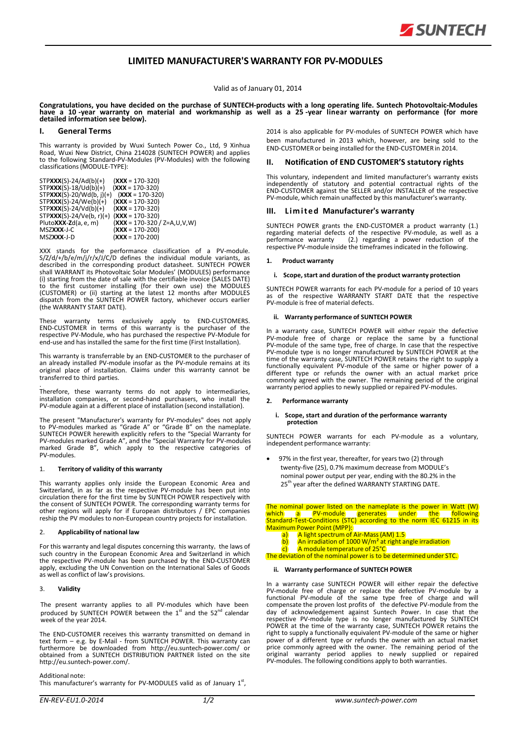# LIMITED MANUFACTURER'S WARRANTY FOR PV-MODULES

Valid as of January 01, 2014

**Congratulations, you have decided on the purchase of SUNTECH-products with a long operating life. Suntech Photovoltaic-Modules have a 10 -year warranty on material and workmanship as well as a 25 -year linear warranty on performance (for more detailed information see below).**

## I. General Terms

This warranty is provided by Wuxi Suntech Power Co., Ltd, 9 Xinhua Road, Wuxi New District, China 214028 (SUNTECH POWER) and applies to the following Standard-PV-Modules (PV-Modules) with the following classifications (MODULE-TYPE):

STP**XXX**(S)-24/Ad(b)(+) (**XXX** = 170-320)
STP**XXX**(S)-18/Ud(b)(+) (**XXX** = 170-320)
STP**XXX**(S)-20/Wd(b, j)(+) (**XXX** = 170-320)
STP**XXX**(S)-24/We(b)(+) (**XXX** = 170-320)
STP**XXX**(S)-24/Vd(b)(+) (**XXX** = 170-320)
STP**XXX**(S)-24/Ve(b, r)(+) (**XXX** = 170-320)
Pluto**XXX**-**Z**d(a, e, m) (**XXX** = 170-320 / Z=A,U,V,W)
MSZ**XXX**-J-C (**XXX** = 170-200)
MSZ**XXX**-J-D (**XXX** = 170-200)

XXX stands for the performance classification of a PV-module. S/Z/d/+/b/e/m/j/r/x/J/C/D defines the individual module variants, as described in the corresponding product datasheet. SUNTECH POWER shall WARRANT its Photovoltaic Solar Modules' (MODULES) performance (i) starting from the date of sale with the certifiable invoice (SALES DATE) to the first customer installing (for their own use) the MODULES (CUSTOMER) or (ii) starting at the latest 12 months after MODULES dispatch from the SUNTECH POWER factory, whichever occurs earlier (the WARRANTY START DATE).

These warranty terms exclusively apply to END-CUSTOMERS. END-CUSTOMER in terms of this warranty is the purchaser of the respective PV-Module, who has purchased the respective PV-Module for end-use and has installed the same for the first time (First Installation).

This warranty is transferrable by an END-CUSTOMER to the purchaser of an already installed PV-module insofar as the PV-module remains at its original place of installation. Claims under this warranty cannot be transferred to third parties.

Therefore, these warranty terms do not apply to intermediaries, installation companies, or second-hand purchasers, who install the PV-module again at a different place of installation (second installation).

The present "Manufacturer's warranty for PV-modules" does not apply to PV-modules marked as "Grade A" or "Grade B" on the nameplate. SUNTECH POWER herewith explicitly refers to the "Special Warranty for PV-modules marked Grade A", and the "Special Warranty for PV-modules marked Grade B", which apply to the respective categories of PV-modules.

### 1. Territory of validity of this warranty

This warranty applies only inside the European Economic Area and Switzerland, in as far as the respective PV-module has been put into circulation there for the first time by SUNTECH POWER respectively with the consent of SUNTECH POWER. The corresponding warranty terms for other regions will apply for if European distributors / EPC companies reship the PV modules to non-European country projects for installation.

### 2. Applicability of national law

For this warranty and legal disputes concerning this warranty, the laws of such country in the European Economic Area and Switzerland in which the respective PV-module has been purchased by the END-CUSTOMER apply, excluding the UN Convention on the International Sales of Goods as well as conflict of law's provisions.

### 3. Validity

The present warranty applies to all PV-modules which have been produced by SUNTECH POWER between the 1st and the 52nd calendar week of the year 2014.

The END-CUSTOMER receives this warranty transmitted on demand in text form – e.g. by E-Mail - from SUNTECH POWER. This warranty can furthermore be downloaded from http://eu.suntech-power.com/ or obtained from a SUNTECH DISTRIBUTION PARTNER listed on the site http://eu.suntech-power.com/.

Additional note:
This manufacturer's warranty for PV-MODULES valid as of January 1st, 2014 is also applicable for PV-modules of SUNTECH POWER which have been manufactured in 2013 which, however, are being sold to the END-CUSTOMER or being installed for the END-CUSTOMER in 2014.

## II. Notification of END CUSTOMER'S statutory rights

This voluntary, independent and limited manufacturer's warranty exists independently of statutory and potential contractual rights of the END-CUSTOMER against the SELLER and/or INSTALLER of the respective PV-module, which remain unaffected by this manufacturer's warranty.

## III. Limited Manufacturer's warranty

SUNTECH POWER grants the END-CUSTOMER a product warranty (1.) regarding material defects of the respective PV-module, as well as a performance warranty (2.) regarding a power reduction of the respective PV-module inside the timeframes indicated in the following.

### 1. Product warranty

#### i. Scope, start and duration of the product warranty protection

SUNTECH POWER warrants for each PV-module for a period of 10 years as of the respective WARRANTY START DATE that the respective PV-module is free of material defects.

#### ii. Warranty performance of SUNTECH POWER

In a warranty case, SUNTECH POWER will either repair the defective PV-module free of charge or replace the same by a functional PV-module of the same type, free of charge. In case that the respective PV-module type is no longer manufactured by SUNTECH POWER at the time of the warranty case, SUNTECH POWER retains the right to supply a functionally equivalent PV-module of the same or higher power of a different type or refunds the owner with an actual market price commonly agreed with the owner. The remaining period of the original warranty period applies to newly supplied or repaired PV-modules.

### 2. Performance warranty

#### i. Scope, start and duration of the performance warranty protection

SUNTECH POWER warrants for each PV-module as a voluntary, independent performance warranty:

- 97% in the first year, thereafter, for years two (2) through twenty-five (25), 0.7% maximum decrease from MODULE's nominal power output per year, ending with the 80.2% in the 25th year after the defined WARRANTY STARTING DATE.

The nominal power listed on the nameplate is the power in Watt (W) which a PV-module generates under the following Standard-Test-Conditions (STC) according to the norm IEC 61215 in its Maximum Power Point (MPP):

a) A light spectrum of Air-Mass (AM) 1.5
b) An irradiation of 1000 W/m² at right angle irradiation
c) A module temperature of 25°C

The deviation of the nominal power is to be determined under STC.

#### ii. Warranty performance of SUNTECH POWER

In a warranty case SUNTECH POWER will either repair the defective PV-module free of charge or replace the defective PV-module by a functional PV-module of the same type free of charge and will compensate the proven lost profits of the defective PV-module from the day of acknowledgement against Suntech Power. In case that the respective PV-module type is no longer manufactured by SUNTECH POWER at the time of the warranty case, SUNTECH POWER retains the right to supply a functionally equivalent PV-module of the same or higher power of a different type or refunds the owner with an actual market price commonly agreed with the owner. The remaining period of the original warranty period applies to newly supplied or repaired PV-modules. The following conditions apply to both warranties.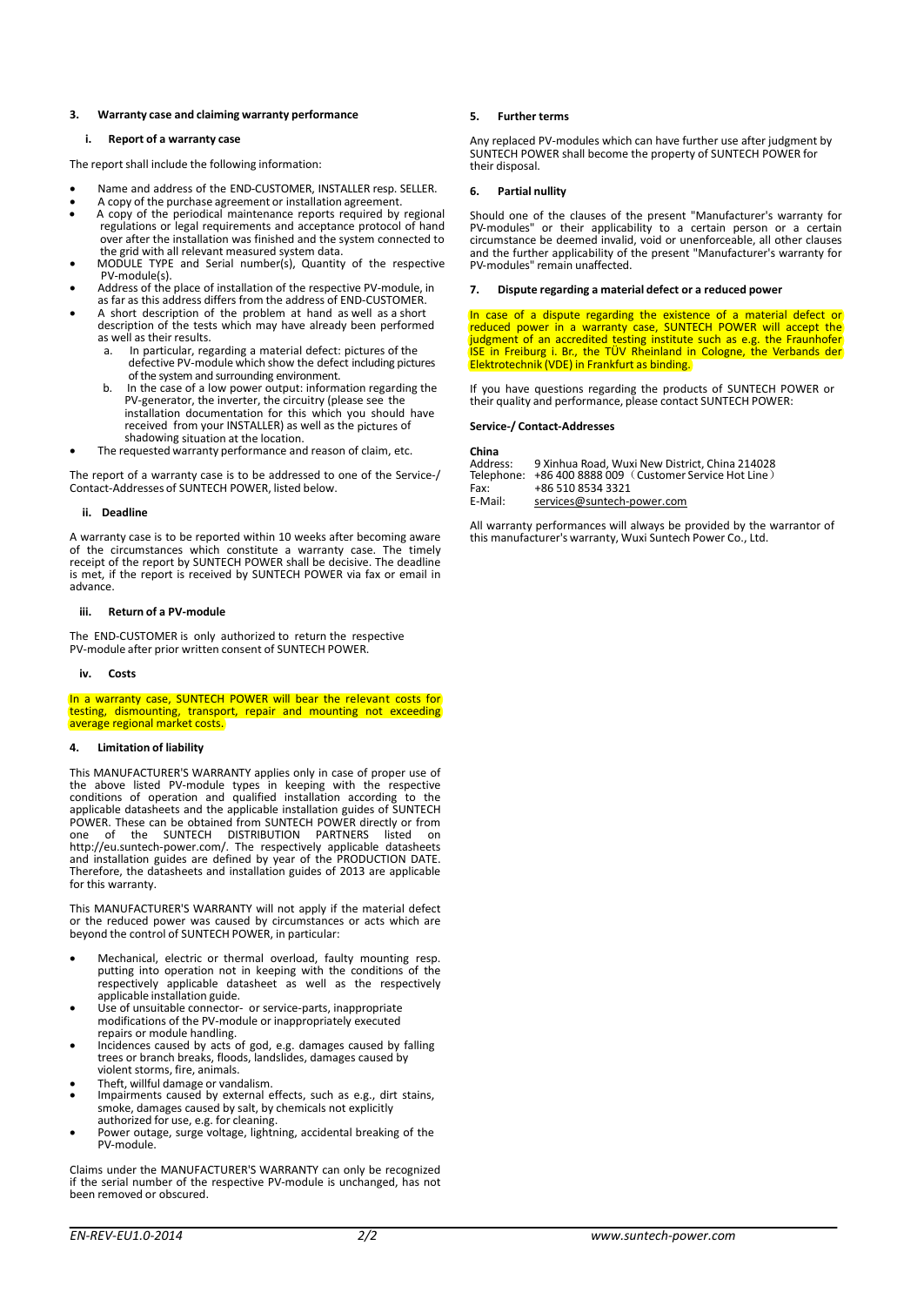## 3. Warranty case and claiming warranty performance

### i. Report of a warranty case

The report shall include the following information:

- Name and address of the END-CUSTOMER, INSTALLER resp. SELLER.
- A copy of the purchase agreement or installation agreement.
- A copy of the periodical maintenance reports required by regional regulations or legal requirements and acceptance protocol of hand over after the installation was finished and the system connected to the grid with all relevant measured system data.
- MODULE TYPE and Serial number(s), Quantity of the respective PV-module(s).
- Address of the place of installation of the respective PV-module, in as far as this address differs from the address of END-CUSTOMER.
- A short description of the problem at hand as well as a short description of the tests which may have already been performed as well as their results.
  a. In particular, regarding a material defect: pictures of the defective PV-module which show the defect including pictures of the system and surrounding environment.
  b. In the case of a low power output: information regarding the PV-generator, the inverter, the circuitry (please see the installation documentation for this which you should have received from your INSTALLER) as well as the pictures of shadowing situation at the location.
- The requested warranty performance and reason of claim, etc.

The report of a warranty case is to be addressed to one of the Service-/ Contact-Addresses of SUNTECH POWER, listed below.

### ii. Deadline

A warranty case is to be reported within 10 weeks after becoming aware of the circumstances which constitute a warranty case. The timely receipt of the report by SUNTECH POWER shall be decisive. The deadline is met, if the report is received by SUNTECH POWER via fax or email in advance.

### iii. Return of a PV-module

The END-CUSTOMER is only authorized to return the respective PV-module after prior written consent of SUNTECH POWER.

### iv. Costs

In a warranty case, SUNTECH POWER will bear the relevant costs for testing, dismounting, transport, repair and mounting not exceeding average regional market costs.

## 4. Limitation of liability

This MANUFACTURER'S WARRANTY applies only in case of proper use of the above listed PV-module types in keeping with the respective conditions of operation and qualified installation according to the applicable datasheets and the applicable installation guides of SUNTECH POWER. These can be obtained from SUNTECH POWER directly or from one of the SUNTECH DISTRIBUTION PARTNERS listed on http://eu.suntech-power.com/. The respectively applicable datasheets and installation guides are defined by year of the PRODUCTION DATE. Therefore, the datasheets and installation guides of 2013 are applicable for this warranty.

This MANUFACTURER'S WARRANTY will not apply if the material defect or the reduced power was caused by circumstances or acts which are beyond the control of SUNTECH POWER, in particular:

- Mechanical, electric or thermal overload, faulty mounting resp. putting into operation not in keeping with the conditions of the respectively applicable datasheet as well as the respectively applicable installation guide.
- Use of unsuitable connector- or service-parts, inappropriate modifications of the PV-module or inappropriately executed repairs or module handling.
- Incidences caused by acts of god, e.g. damages caused by falling trees or branch breaks, floods, landslides, damages caused by violent storms, fire, animals.
- Theft, willful damage or vandalism.
- Impairments caused by external effects, such as e.g., dirt stains, smoke, damages caused by salt, by chemicals not explicitly authorized for use, e.g. for cleaning.
- Power outage, surge voltage, lightning, accidental breaking of the PV-module.

Claims under the MANUFACTURER'S WARRANTY can only be recognized if the serial number of the respective PV-module is unchanged, has not been removed or obscured.

## 5. Further terms

Any replaced PV-modules which can have further use after judgment by SUNTECH POWER shall become the property of SUNTECH POWER for their disposal.

## 6. Partial nullity

Should one of the clauses of the present "Manufacturer's warranty for PV-modules" or their applicability to a certain person or a certain circumstance be deemed invalid, void or unenforceable, all other clauses and the further applicability of the present "Manufacturer's warranty for PV-modules" remain unaffected.

## 7. Dispute regarding a material defect or a reduced power

In case of a dispute regarding the existence of a material defect or reduced power in a warranty case, SUNTECH POWER will accept the judgment of an accredited testing institute such as e.g. the Fraunhofer ISE in Freiburg i. Br., the TÜV Rheinland in Cologne, the Verbands der Elektrotechnik (VDE) in Frankfurt as binding.

If you have questions regarding the products of SUNTECH POWER or their quality and performance, please contact SUNTECH POWER:

**Service-/ Contact-Addresses**

**China**

Address: 9 Xinhua Road, Wuxi New District, China 214028
Telephone: +86 400 8888 009（Customer Service Hot Line）
Fax: +86 510 8534 3321
E-Mail: services@suntech-power.com

All warranty performances will always be provided by the warrantor of this manufacturer's warranty, Wuxi Suntech Power Co., Ltd.